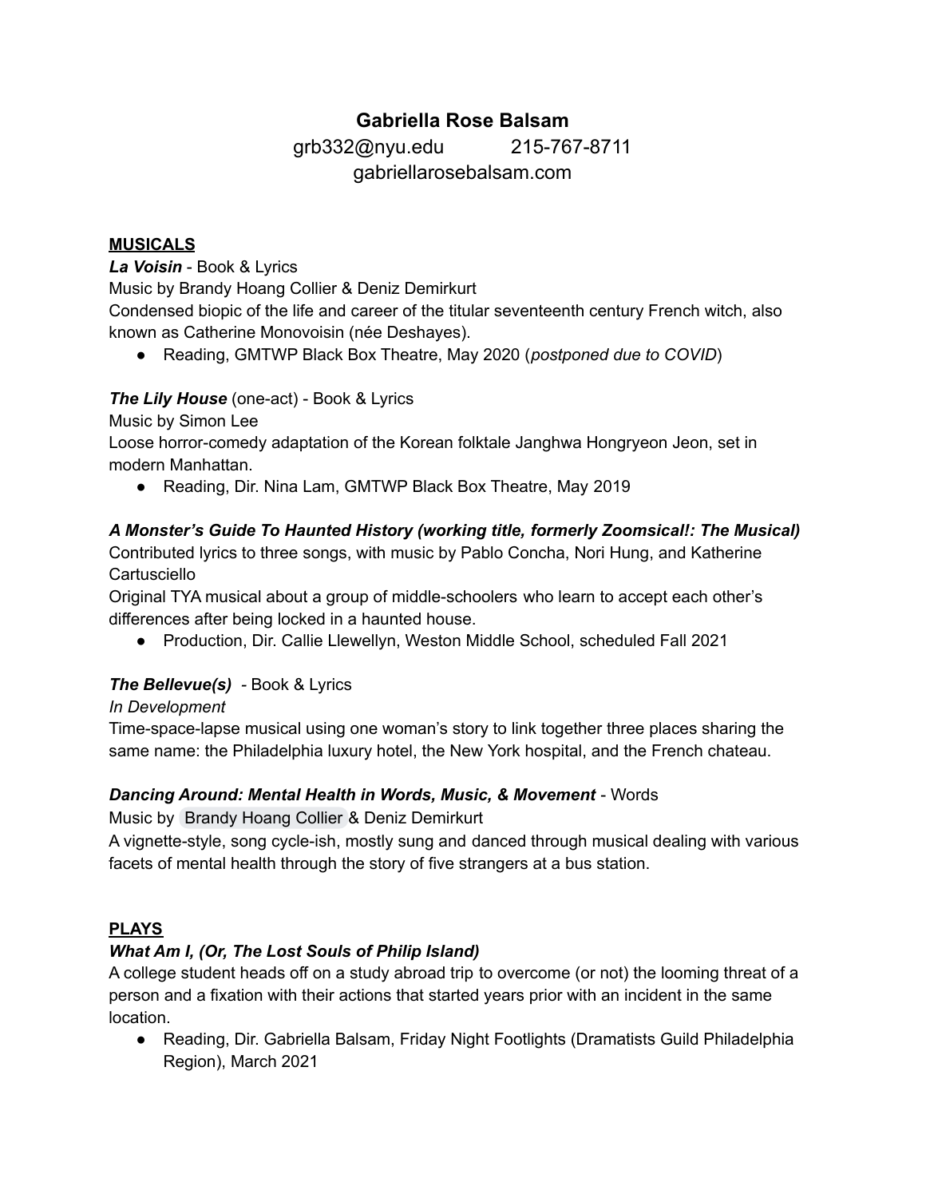# Gabriella Rose Balsam

grb332@nyu.edu 215-767-8711
gabriellarosebalsam.com

## MUSICALS

***La Voisin*** - Book & Lyrics
Music by Brandy Hoang Collier & Deniz Demirkurt
Condensed biopic of the life and career of the titular seventeenth century French witch, also known as Catherine Monovoisin (née Deshayes).

- Reading, GMTWP Black Box Theatre, May 2020 (*postponed due to COVID*)

***The Lily House*** (one-act) - Book & Lyrics
Music by Simon Lee
Loose horror-comedy adaptation of the Korean folktale Janghwa Hongryeon Jeon, set in modern Manhattan.

- Reading, Dir. Nina Lam, GMTWP Black Box Theatre, May 2019

***A Monster's Guide To Haunted History (working title, formerly Zoomsical!: The Musical)***
Contributed lyrics to three songs, with music by Pablo Concha, Nori Hung, and Katherine Cartusciello
Original TYA musical about a group of middle-schoolers who learn to accept each other's differences after being locked in a haunted house.

- Production, Dir. Callie Llewellyn, Weston Middle School, scheduled Fall 2021

***The Bellevue(s)*** - Book & Lyrics
*In Development*
Time-space-lapse musical using one woman's story to link together three places sharing the same name: the Philadelphia luxury hotel, the New York hospital, and the French chateau.

***Dancing Around: Mental Health in Words, Music, & Movement*** - Words
Music by Brandy Hoang Collier & Deniz Demirkurt
A vignette-style, song cycle-ish, mostly sung and danced through musical dealing with various facets of mental health through the story of five strangers at a bus station.

## PLAYS

***What Am I, (Or, The Lost Souls of Philip Island)***
A college student heads off on a study abroad trip to overcome (or not) the looming threat of a person and a fixation with their actions that started years prior with an incident in the same location.

- Reading, Dir. Gabriella Balsam, Friday Night Footlights (Dramatists Guild Philadelphia Region), March 2021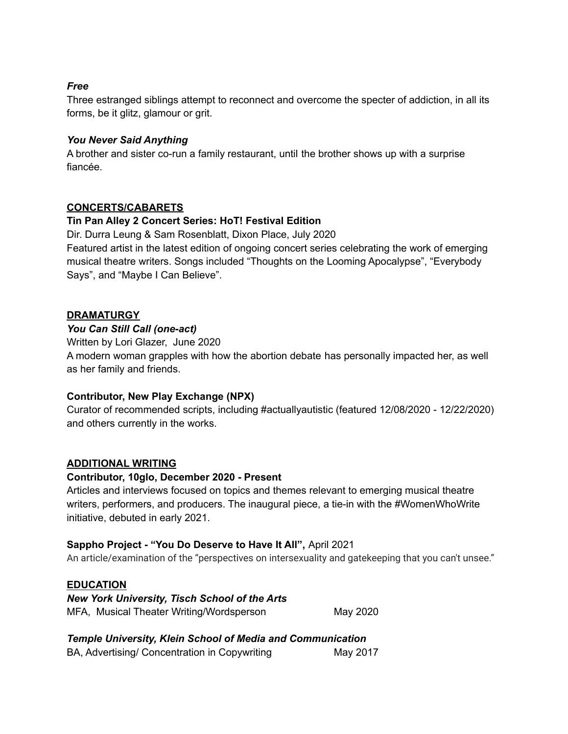***Free***
Three estranged siblings attempt to reconnect and overcome the specter of addiction, in all its forms, be it glitz, glamour or grit.

***You Never Said Anything***
A brother and sister co-run a family restaurant, until the brother shows up with a surprise fiancée.

## CONCERTS/CABARETS

**Tin Pan Alley 2 Concert Series: HoT! Festival Edition**
Dir. Durra Leung & Sam Rosenblatt, Dixon Place, July 2020
Featured artist in the latest edition of ongoing concert series celebrating the work of emerging musical theatre writers. Songs included "Thoughts on the Looming Apocalypse", "Everybody Says", and "Maybe I Can Believe".

## DRAMATURGY

***You Can Still Call (one-act)***
Written by Lori Glazer, June 2020
A modern woman grapples with how the abortion debate has personally impacted her, as well as her family and friends.

**Contributor, New Play Exchange (NPX)**
Curator of recommended scripts, including #actuallyautistic (featured 12/08/2020 - 12/22/2020) and others currently in the works.

## ADDITIONAL WRITING

**Contributor, 10glo, December 2020 - Present**
Articles and interviews focused on topics and themes relevant to emerging musical theatre writers, performers, and producers. The inaugural piece, a tie-in with the #WomenWhoWrite initiative, debuted in early 2021.

**Sappho Project - "You Do Deserve to Have It All",** April 2021
An article/examination of the "perspectives on intersexuality and gatekeeping that you can't unsee."

## EDUCATION

***New York University, Tisch School of the Arts***
MFA, Musical Theater Writing/Wordsperson — May 2020

***Temple University, Klein School of Media and Communication***
BA, Advertising/ Concentration in Copywriting — May 2017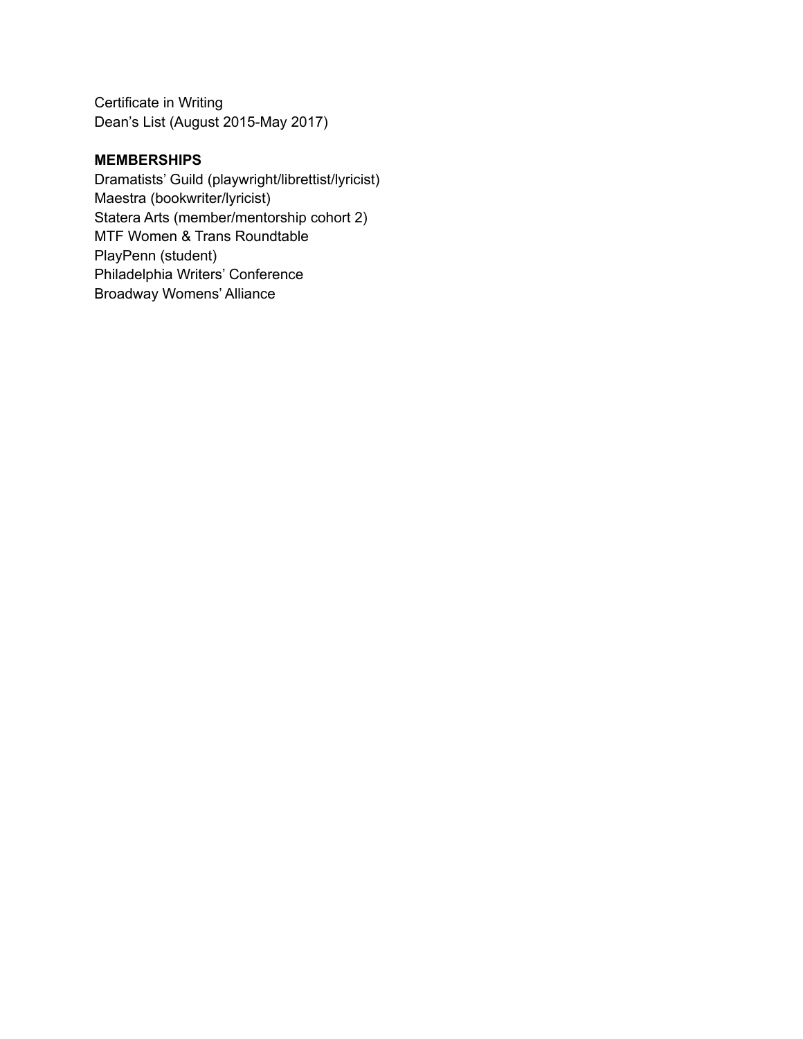Certificate in Writing
Dean's List (August 2015-May 2017)

**MEMBERSHIPS**

Dramatists' Guild (playwright/librettist/lyricist)
Maestra (bookwriter/lyricist)
Statera Arts (member/mentorship cohort 2)
MTF Women & Trans Roundtable
PlayPenn (student)
Philadelphia Writers' Conference
Broadway Womens' Alliance